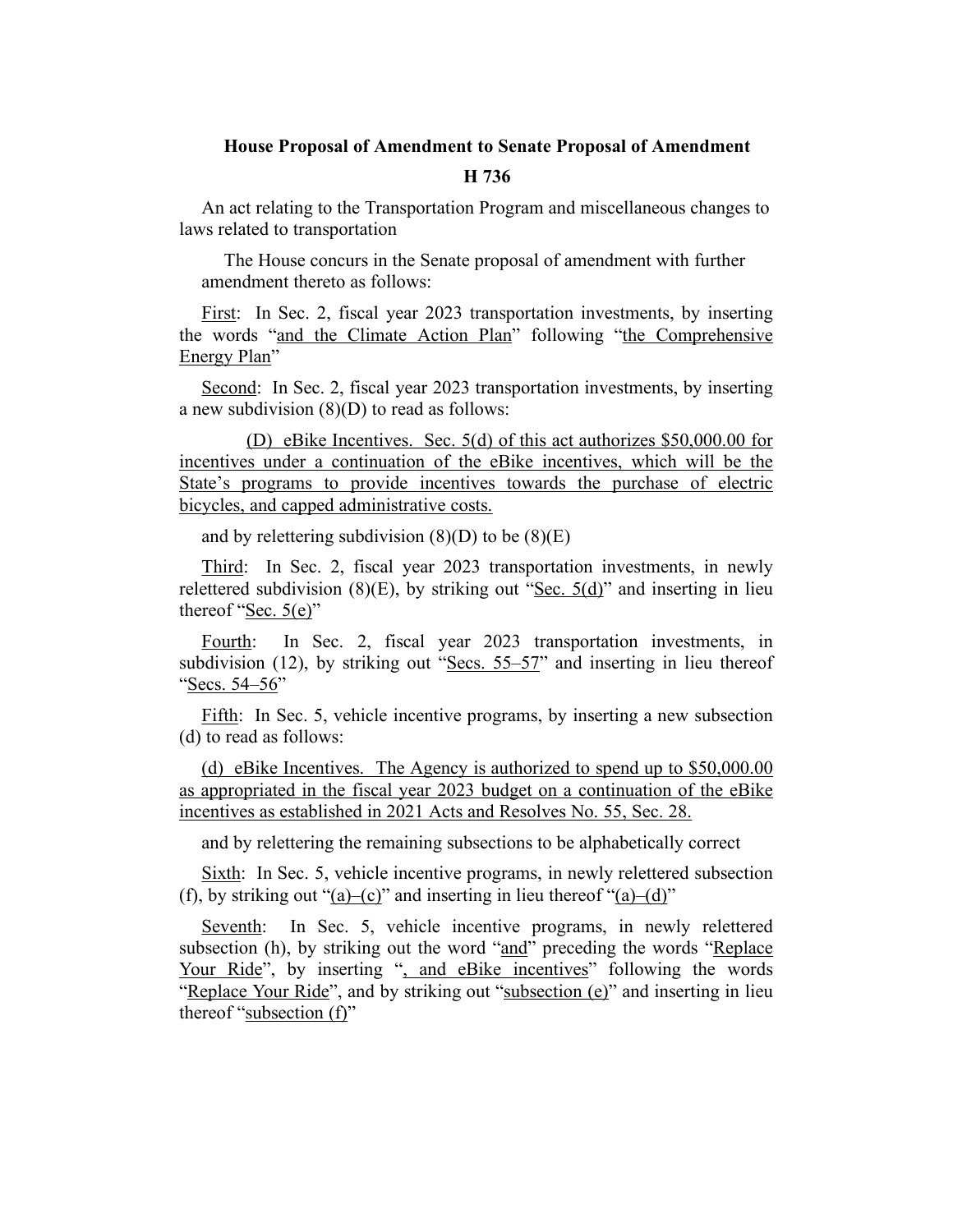**House Proposal of Amendment to Senate Proposal of Amendment**

**H 736**

An act relating to the Transportation Program and miscellaneous changes to laws related to transportation

The House concurs in the Senate proposal of amendment with further amendment thereto as follows:

First: In Sec. 2, fiscal year 2023 transportation investments, by inserting the words "and the Climate Action Plan" following "the Comprehensive Energy Plan"

Second: In Sec. 2, fiscal year 2023 transportation investments, by inserting a new subdivision (8)(D) to read as follows:

(D) eBike Incentives. Sec. 5(d) of this act authorizes $50,000.00 for incentives under a continuation of the eBike incentives, which will be the State's programs to provide incentives towards the purchase of electric bicycles, and capped administrative costs.

and by relettering subdivision (8)(D) to be (8)(E)

Third: In Sec. 2, fiscal year 2023 transportation investments, in newly relettered subdivision (8)(E), by striking out "Sec. 5(d)" and inserting in lieu thereof "Sec. 5(e)"

Fourth: In Sec. 2, fiscal year 2023 transportation investments, in subdivision (12), by striking out "Secs. 55–57" and inserting in lieu thereof "Secs. 54–56"

Fifth: In Sec. 5, vehicle incentive programs, by inserting a new subsection (d) to read as follows:

(d) eBike Incentives. The Agency is authorized to spend up to $50,000.00 as appropriated in the fiscal year 2023 budget on a continuation of the eBike incentives as established in 2021 Acts and Resolves No. 55, Sec. 28.

and by relettering the remaining subsections to be alphabetically correct

Sixth: In Sec. 5, vehicle incentive programs, in newly relettered subsection (f), by striking out "(a)–(c)" and inserting in lieu thereof "(a)–(d)"

Seventh: In Sec. 5, vehicle incentive programs, in newly relettered subsection (h), by striking out the word "and" preceding the words "Replace Your Ride", by inserting ", and eBike incentives" following the words "Replace Your Ride", and by striking out "subsection (e)" and inserting in lieu thereof "subsection (f)"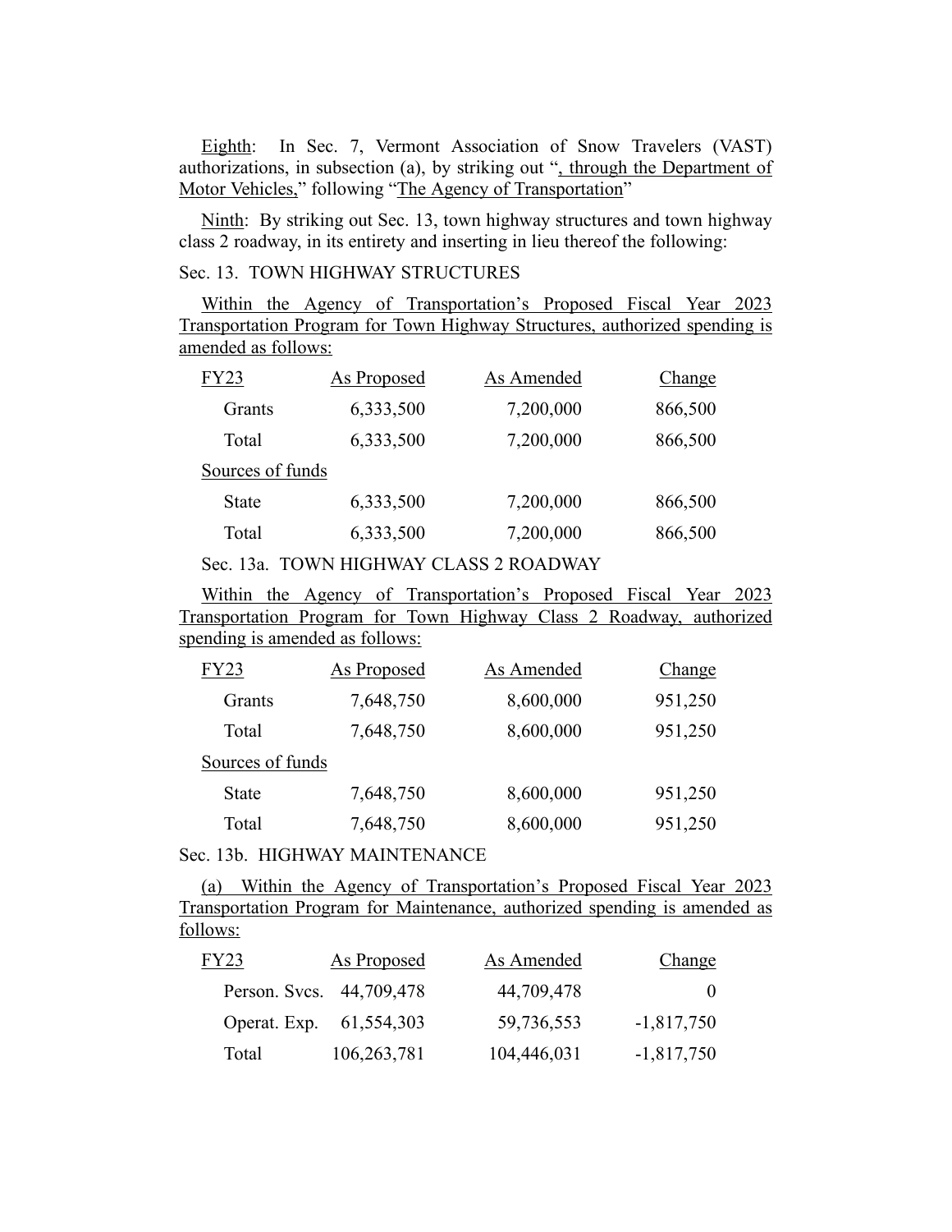Eighth: In Sec. 7, Vermont Association of Snow Travelers (VAST) authorizations, in subsection (a), by striking out ", through the Department of Motor Vehicles," following "The Agency of Transportation"

Ninth: By striking out Sec. 13, town highway structures and town highway class 2 roadway, in its entirety and inserting in lieu thereof the following:

Sec. 13. TOWN HIGHWAY STRUCTURES

Within the Agency of Transportation's Proposed Fiscal Year 2023 Transportation Program for Town Highway Structures, authorized spending is amended as follows:

| FY23 | As Proposed | As Amended | Change |
|---|---|---|---|
| Grants | 6,333,500 | 7,200,000 | 866,500 |
| Total | 6,333,500 | 7,200,000 | 866,500 |
| Sources of funds | | | |
| State | 6,333,500 | 7,200,000 | 866,500 |
| Total | 6,333,500 | 7,200,000 | 866,500 |

Sec. 13a. TOWN HIGHWAY CLASS 2 ROADWAY

Within the Agency of Transportation's Proposed Fiscal Year 2023 Transportation Program for Town Highway Class 2 Roadway, authorized spending is amended as follows:

| FY23 | As Proposed | As Amended | Change |
|---|---|---|---|
| Grants | 7,648,750 | 8,600,000 | 951,250 |
| Total | 7,648,750 | 8,600,000 | 951,250 |
| Sources of funds | | | |
| State | 7,648,750 | 8,600,000 | 951,250 |
| Total | 7,648,750 | 8,600,000 | 951,250 |

Sec. 13b. HIGHWAY MAINTENANCE

(a) Within the Agency of Transportation's Proposed Fiscal Year 2023 Transportation Program for Maintenance, authorized spending is amended as follows:

| FY23 | As Proposed | As Amended | Change |
|---|---|---|---|
| Person. Svcs. | 44,709,478 | 44,709,478 | 0 |
| Operat. Exp. | 61,554,303 | 59,736,553 | -1,817,750 |
| Total | 106,263,781 | 104,446,031 | -1,817,750 |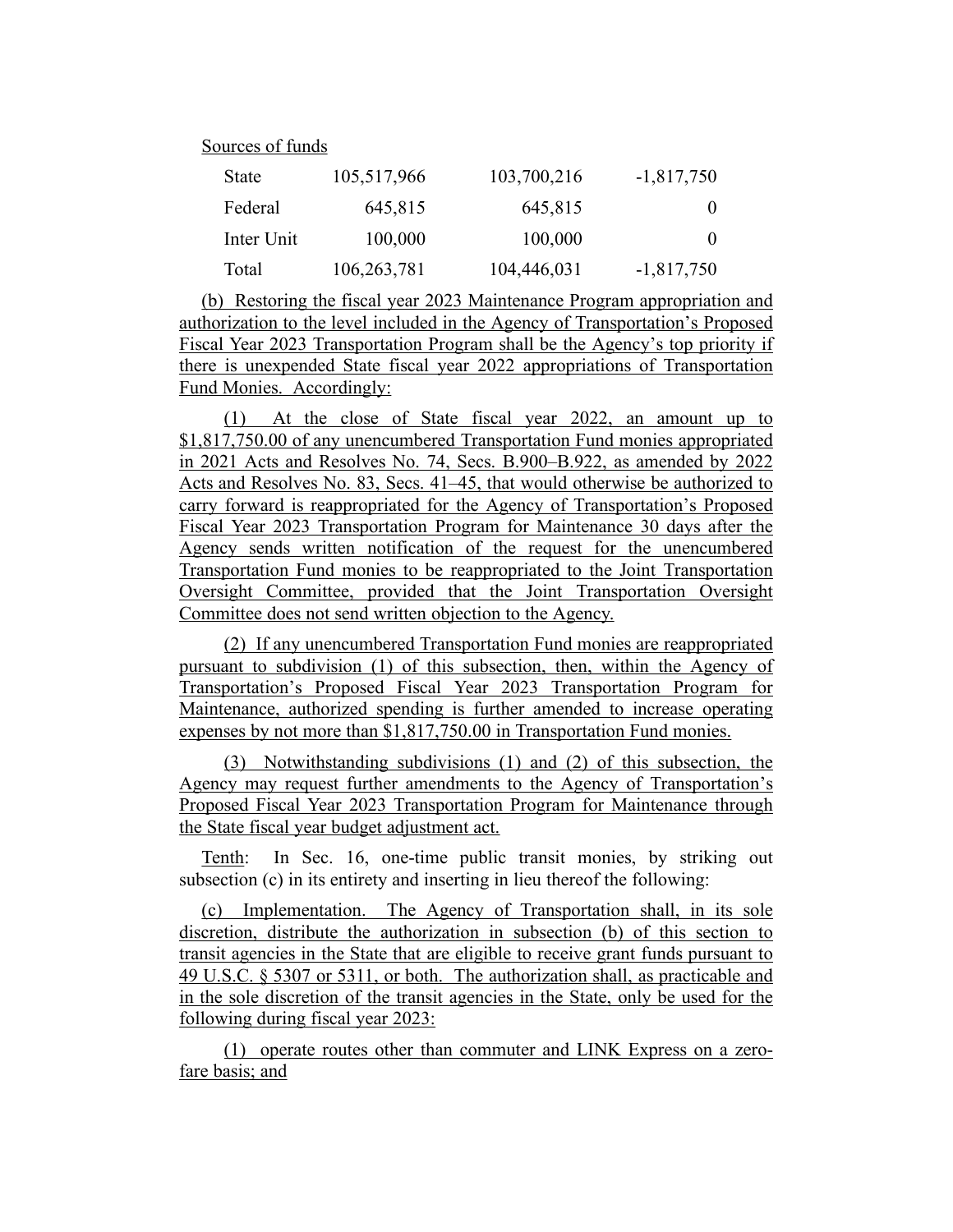Sources of funds

| | | | |
|---|---|---|---|
| State | 105,517,966 | 103,700,216 | -1,817,750 |
| Federal | 645,815 | 645,815 | 0 |
| Inter Unit | 100,000 | 100,000 | 0 |
| Total | 106,263,781 | 104,446,031 | -1,817,750 |

(b) Restoring the fiscal year 2023 Maintenance Program appropriation and authorization to the level included in the Agency of Transportation's Proposed Fiscal Year 2023 Transportation Program shall be the Agency's top priority if there is unexpended State fiscal year 2022 appropriations of Transportation Fund Monies. Accordingly:

(1) At the close of State fiscal year 2022, an amount up to $1,817,750.00 of any unencumbered Transportation Fund monies appropriated in 2021 Acts and Resolves No. 74, Secs. B.900–B.922, as amended by 2022 Acts and Resolves No. 83, Secs. 41–45, that would otherwise be authorized to carry forward is reappropriated for the Agency of Transportation's Proposed Fiscal Year 2023 Transportation Program for Maintenance 30 days after the Agency sends written notification of the request for the unencumbered Transportation Fund monies to be reappropriated to the Joint Transportation Oversight Committee, provided that the Joint Transportation Oversight Committee does not send written objection to the Agency.

(2) If any unencumbered Transportation Fund monies are reappropriated pursuant to subdivision (1) of this subsection, then, within the Agency of Transportation's Proposed Fiscal Year 2023 Transportation Program for Maintenance, authorized spending is further amended to increase operating expenses by not more than $1,817,750.00 in Transportation Fund monies.

(3) Notwithstanding subdivisions (1) and (2) of this subsection, the Agency may request further amendments to the Agency of Transportation's Proposed Fiscal Year 2023 Transportation Program for Maintenance through the State fiscal year budget adjustment act.

Tenth: In Sec. 16, one-time public transit monies, by striking out subsection (c) in its entirety and inserting in lieu thereof the following:

(c) Implementation. The Agency of Transportation shall, in its sole discretion, distribute the authorization in subsection (b) of this section to transit agencies in the State that are eligible to receive grant funds pursuant to 49 U.S.C. § 5307 or 5311, or both. The authorization shall, as practicable and in the sole discretion of the transit agencies in the State, only be used for the following during fiscal year 2023:

(1) operate routes other than commuter and LINK Express on a zero-fare basis; and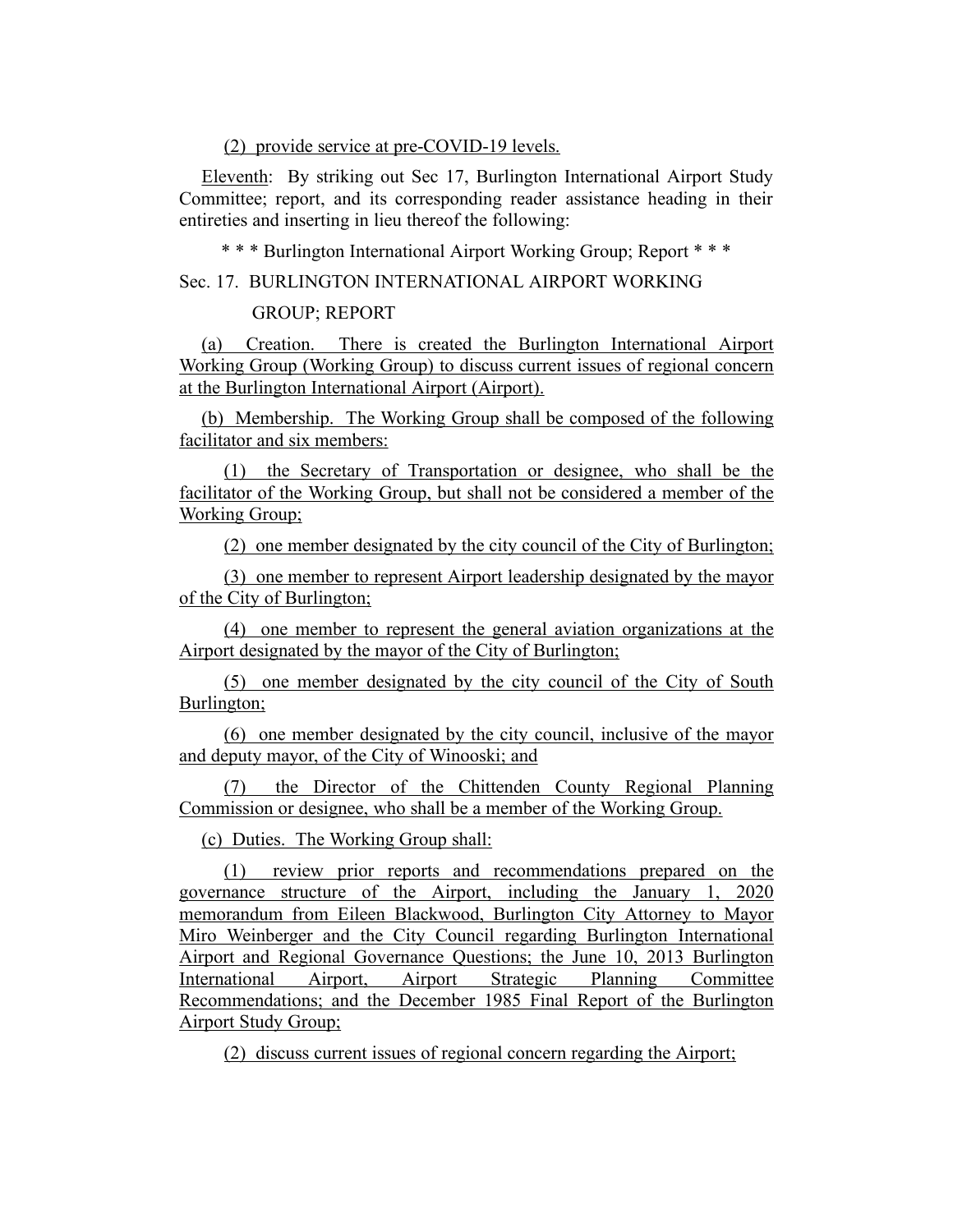(2) provide service at pre-COVID-19 levels.

Eleventh: By striking out Sec 17, Burlington International Airport Study Committee; report, and its corresponding reader assistance heading in their entireties and inserting in lieu thereof the following:

\* \* \* Burlington International Airport Working Group; Report \* \* \*

Sec. 17. BURLINGTON INTERNATIONAL AIRPORT WORKING GROUP; REPORT

(a) Creation. There is created the Burlington International Airport Working Group (Working Group) to discuss current issues of regional concern at the Burlington International Airport (Airport).

(b) Membership. The Working Group shall be composed of the following facilitator and six members:

(1) the Secretary of Transportation or designee, who shall be the facilitator of the Working Group, but shall not be considered a member of the Working Group;

(2) one member designated by the city council of the City of Burlington;

(3) one member to represent Airport leadership designated by the mayor of the City of Burlington;

(4) one member to represent the general aviation organizations at the Airport designated by the mayor of the City of Burlington;

(5) one member designated by the city council of the City of South Burlington;

(6) one member designated by the city council, inclusive of the mayor and deputy mayor, of the City of Winooski; and

(7) the Director of the Chittenden County Regional Planning Commission or designee, who shall be a member of the Working Group.

(c) Duties. The Working Group shall:

(1) review prior reports and recommendations prepared on the governance structure of the Airport, including the January 1, 2020 memorandum from Eileen Blackwood, Burlington City Attorney to Mayor Miro Weinberger and the City Council regarding Burlington International Airport and Regional Governance Questions; the June 10, 2013 Burlington International Airport, Airport Strategic Planning Committee Recommendations; and the December 1985 Final Report of the Burlington Airport Study Group;

(2) discuss current issues of regional concern regarding the Airport;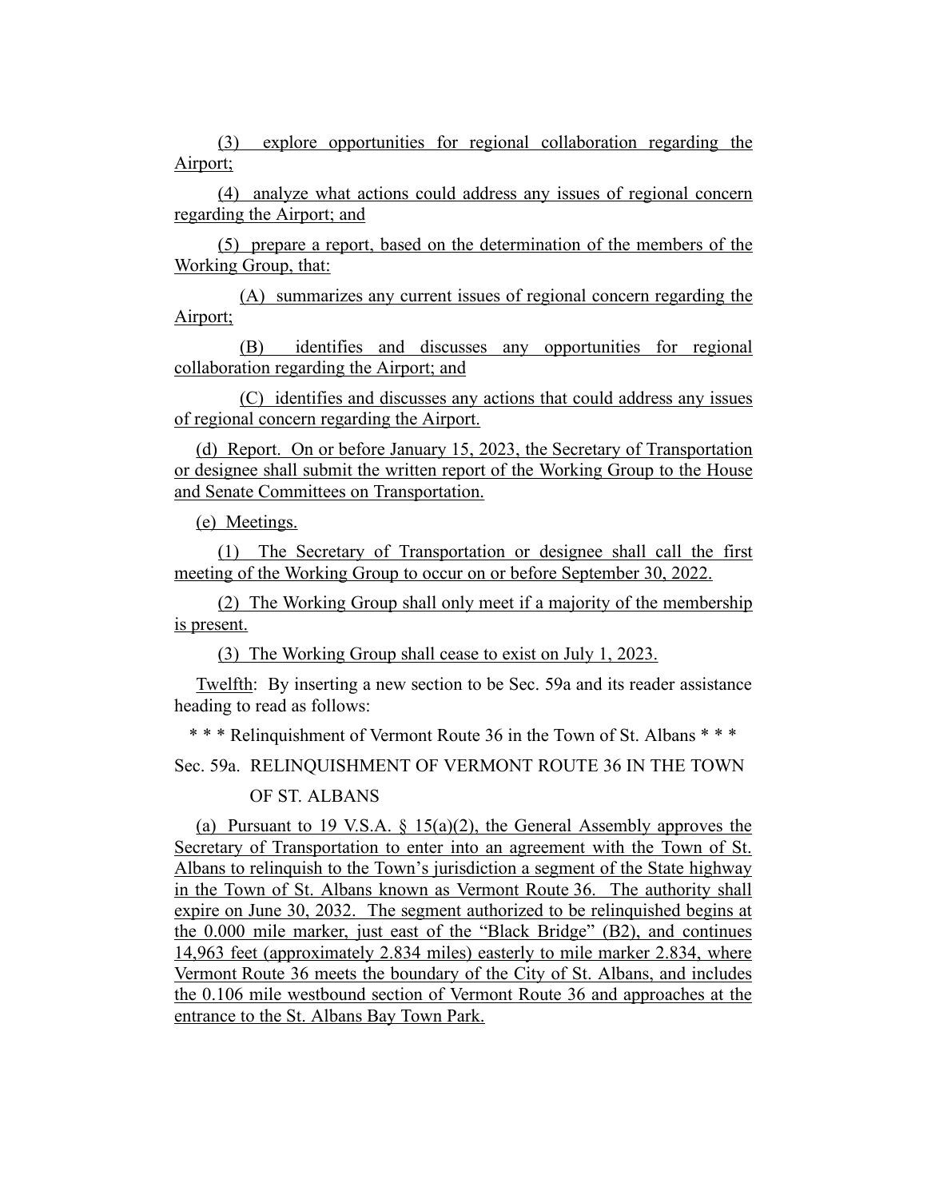(3) explore opportunities for regional collaboration regarding the Airport;

(4) analyze what actions could address any issues of regional concern regarding the Airport; and

(5) prepare a report, based on the determination of the members of the Working Group, that:

(A) summarizes any current issues of regional concern regarding the Airport;

(B) identifies and discusses any opportunities for regional collaboration regarding the Airport; and

(C) identifies and discusses any actions that could address any issues of regional concern regarding the Airport.

(d) Report. On or before January 15, 2023, the Secretary of Transportation or designee shall submit the written report of the Working Group to the House and Senate Committees on Transportation.

(e) Meetings.

(1) The Secretary of Transportation or designee shall call the first meeting of the Working Group to occur on or before September 30, 2022.

(2) The Working Group shall only meet if a majority of the membership is present.

(3) The Working Group shall cease to exist on July 1, 2023.

Twelfth: By inserting a new section to be Sec. 59a and its reader assistance heading to read as follows:

\* \* \* Relinquishment of Vermont Route 36 in the Town of St. Albans \* \* \*

Sec. 59a. RELINQUISHMENT OF VERMONT ROUTE 36 IN THE TOWN OF ST. ALBANS

(a) Pursuant to 19 V.S.A. § 15(a)(2), the General Assembly approves the Secretary of Transportation to enter into an agreement with the Town of St. Albans to relinquish to the Town's jurisdiction a segment of the State highway in the Town of St. Albans known as Vermont Route 36. The authority shall expire on June 30, 2032. The segment authorized to be relinquished begins at the 0.000 mile marker, just east of the "Black Bridge" (B2), and continues 14,963 feet (approximately 2.834 miles) easterly to mile marker 2.834, where Vermont Route 36 meets the boundary of the City of St. Albans, and includes the 0.106 mile westbound section of Vermont Route 36 and approaches at the entrance to the St. Albans Bay Town Park.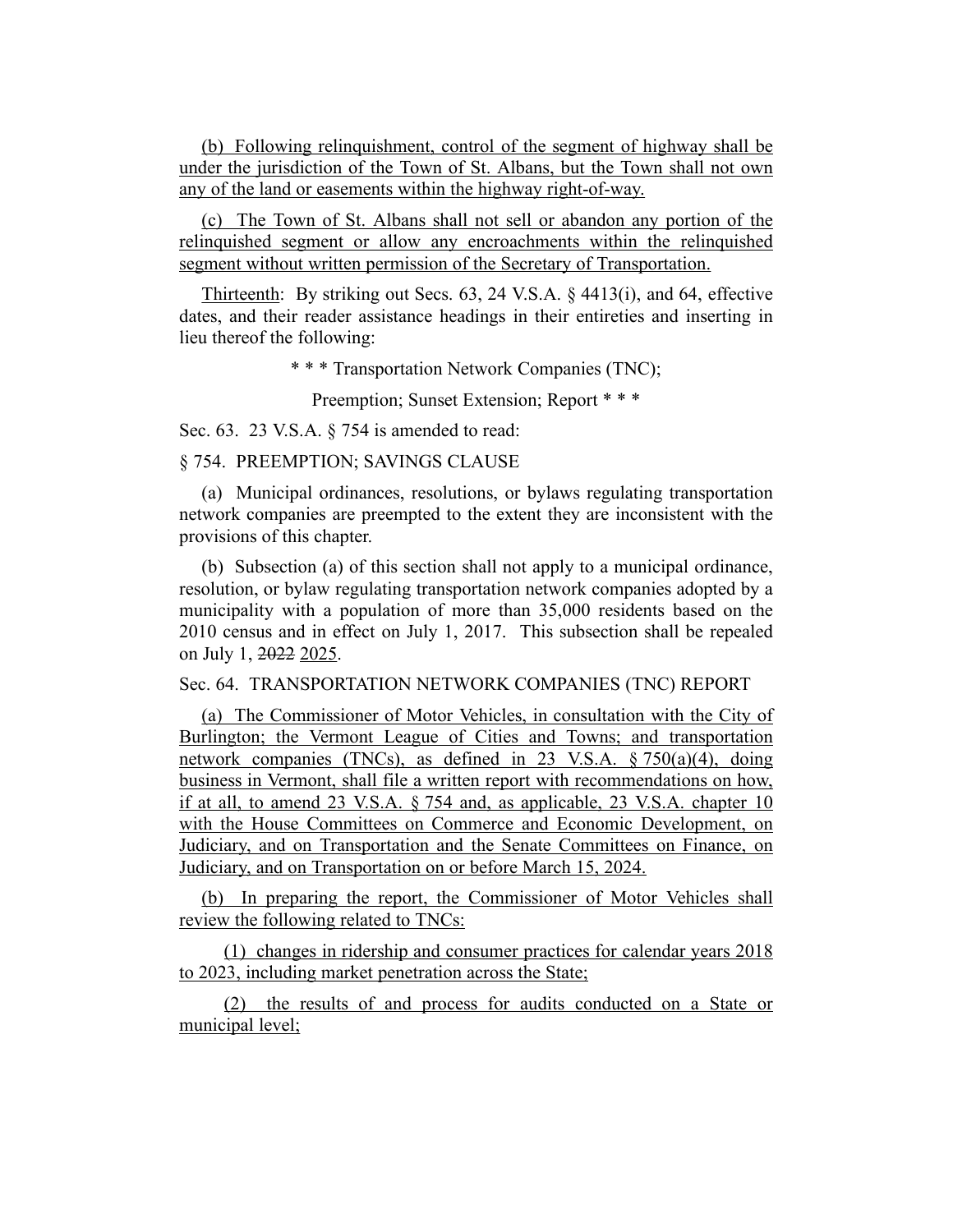(b) Following relinquishment, control of the segment of highway shall be under the jurisdiction of the Town of St. Albans, but the Town shall not own any of the land or easements within the highway right-of-way.

(c) The Town of St. Albans shall not sell or abandon any portion of the relinquished segment or allow any encroachments within the relinquished segment without written permission of the Secretary of Transportation.

Thirteenth: By striking out Secs. 63, 24 V.S.A. § 4413(i), and 64, effective dates, and their reader assistance headings in their entireties and inserting in lieu thereof the following:

\* \* \* Transportation Network Companies (TNC);

Preemption; Sunset Extension; Report \* \* \*

Sec. 63. 23 V.S.A. § 754 is amended to read:

§ 754. PREEMPTION; SAVINGS CLAUSE

(a) Municipal ordinances, resolutions, or bylaws regulating transportation network companies are preempted to the extent they are inconsistent with the provisions of this chapter.

(b) Subsection (a) of this section shall not apply to a municipal ordinance, resolution, or bylaw regulating transportation network companies adopted by a municipality with a population of more than 35,000 residents based on the 2010 census and in effect on July 1, 2017. This subsection shall be repealed on July 1, ~~2022~~ 2025.

Sec. 64. TRANSPORTATION NETWORK COMPANIES (TNC) REPORT

(a) The Commissioner of Motor Vehicles, in consultation with the City of Burlington; the Vermont League of Cities and Towns; and transportation network companies (TNCs), as defined in 23 V.S.A. § 750(a)(4), doing business in Vermont, shall file a written report with recommendations on how, if at all, to amend 23 V.S.A. § 754 and, as applicable, 23 V.S.A. chapter 10 with the House Committees on Commerce and Economic Development, on Judiciary, and on Transportation and the Senate Committees on Finance, on Judiciary, and on Transportation on or before March 15, 2024.

(b) In preparing the report, the Commissioner of Motor Vehicles shall review the following related to TNCs:

(1) changes in ridership and consumer practices for calendar years 2018 to 2023, including market penetration across the State;

(2) the results of and process for audits conducted on a State or municipal level;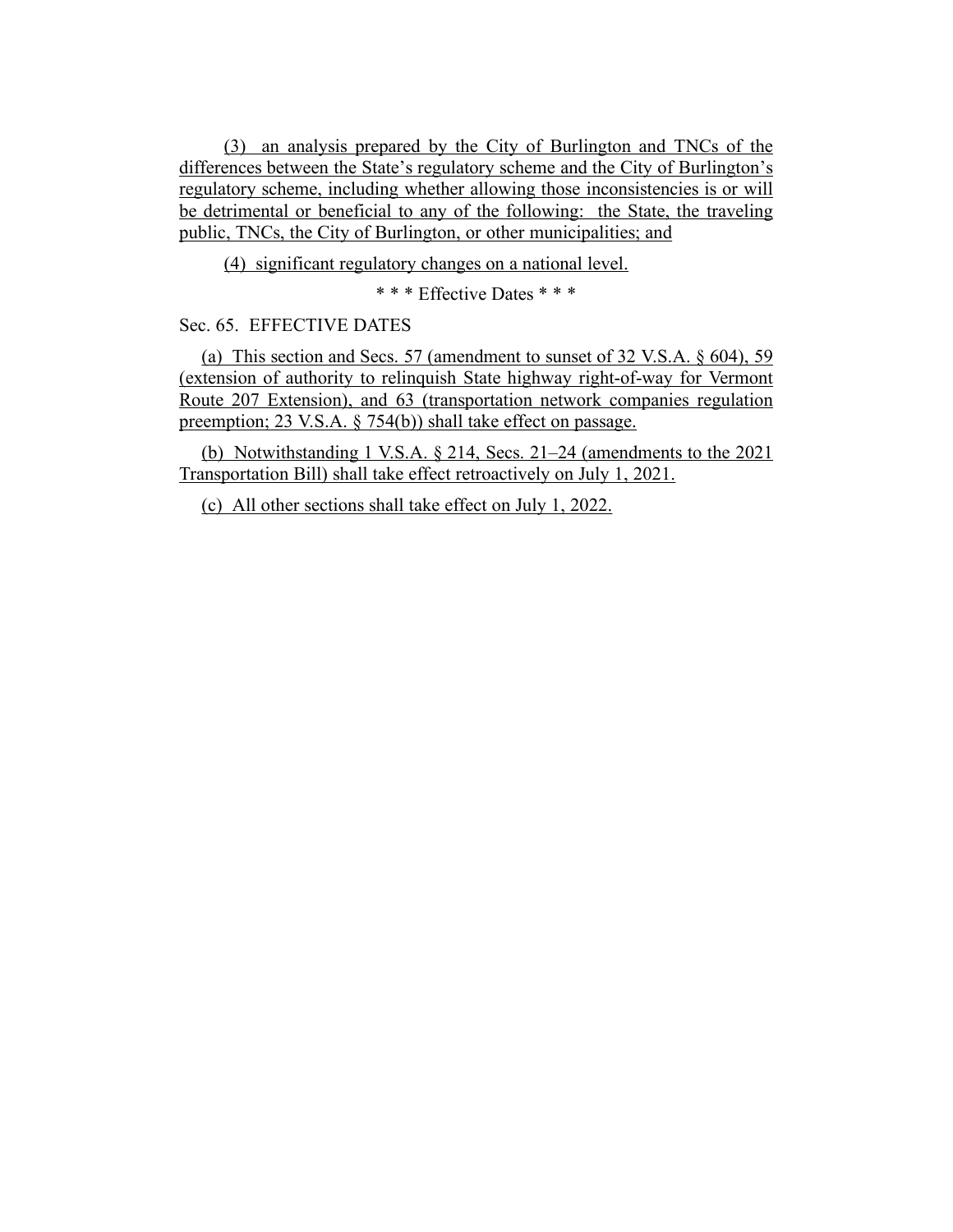(3) an analysis prepared by the City of Burlington and TNCs of the differences between the State's regulatory scheme and the City of Burlington's regulatory scheme, including whether allowing those inconsistencies is or will be detrimental or beneficial to any of the following: the State, the traveling public, TNCs, the City of Burlington, or other municipalities; and

(4) significant regulatory changes on a national level.

\* \* \* Effective Dates \* \* \*

Sec. 65. EFFECTIVE DATES

(a) This section and Secs. 57 (amendment to sunset of 32 V.S.A. § 604), 59 (extension of authority to relinquish State highway right-of-way for Vermont Route 207 Extension), and 63 (transportation network companies regulation preemption; 23 V.S.A. § 754(b)) shall take effect on passage.

(b) Notwithstanding 1 V.S.A. § 214, Secs. 21–24 (amendments to the 2021 Transportation Bill) shall take effect retroactively on July 1, 2021.

(c) All other sections shall take effect on July 1, 2022.